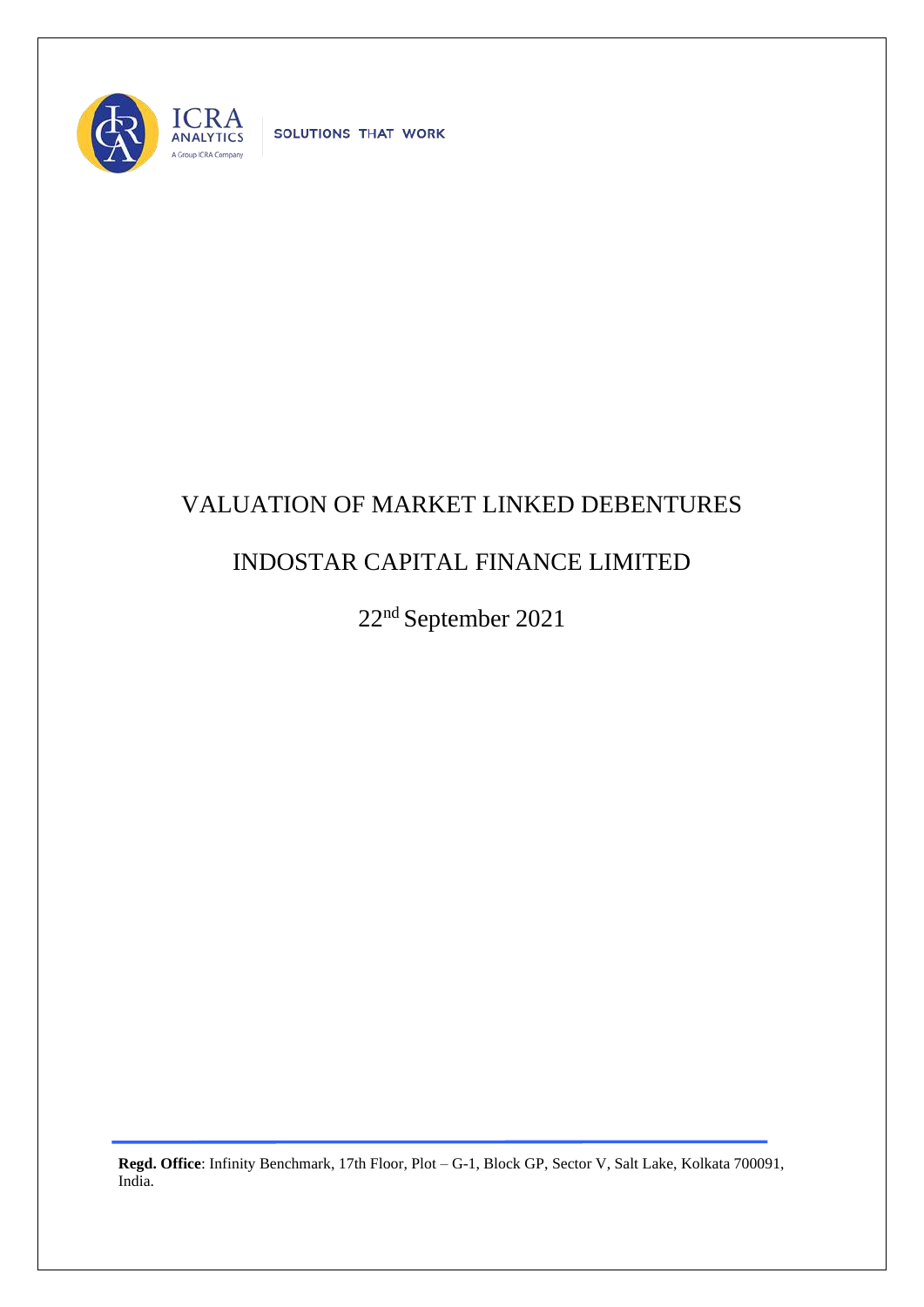SOLUTIONS THAT WORK

# VALUATION OF MARKET LINKED DEBENTURES

# INDOSTAR CAPITAL FINANCE LIMITED

22nd September 2021

**Regd. Office**: Infinity Benchmark, 17th Floor, Plot – G-1, Block GP, Sector V, Salt Lake, Kolkata 700091, India.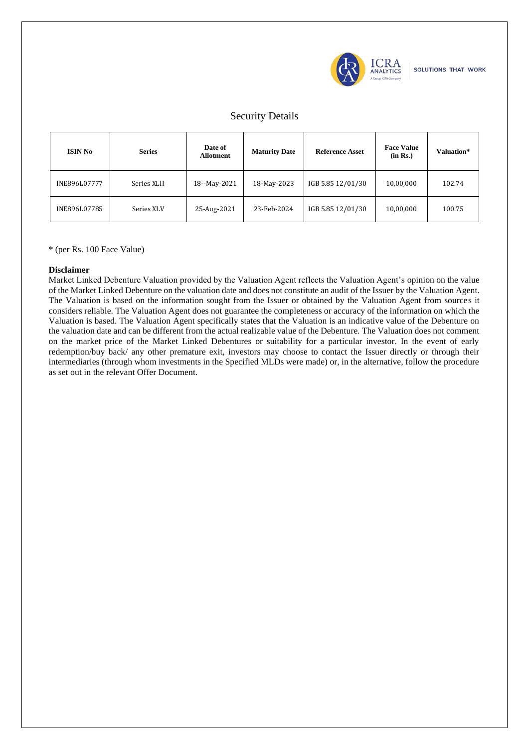## Security Details

| ISIN No | Series | Date of Allotment | Maturity Date | Reference Asset | Face Value (in Rs.) | Valuation* |
|---|---|---|---|---|---|---|
| INE896L07777 | Series XLII | 18--May-2021 | 18-May-2023 | IGB 5.85 12/01/30 | 10,00,000 | 102.74 |
| INE896L07785 | Series XLV | 25-Aug-2021 | 23-Feb-2024 | IGB 5.85 12/01/30 | 10,00,000 | 100.75 |

* (per Rs. 100 Face Value)

**Disclaimer**

Market Linked Debenture Valuation provided by the Valuation Agent reflects the Valuation Agent's opinion on the value of the Market Linked Debenture on the valuation date and does not constitute an audit of the Issuer by the Valuation Agent. The Valuation is based on the information sought from the Issuer or obtained by the Valuation Agent from sources it considers reliable. The Valuation Agent does not guarantee the completeness or accuracy of the information on which the Valuation is based. The Valuation Agent specifically states that the Valuation is an indicative value of the Debenture on the valuation date and can be different from the actual realizable value of the Debenture. The Valuation does not comment on the market price of the Market Linked Debentures or suitability for a particular investor. In the event of early redemption/buy back/ any other premature exit, investors may choose to contact the Issuer directly or through their intermediaries (through whom investments in the Specified MLDs were made) or, in the alternative, follow the procedure as set out in the relevant Offer Document.